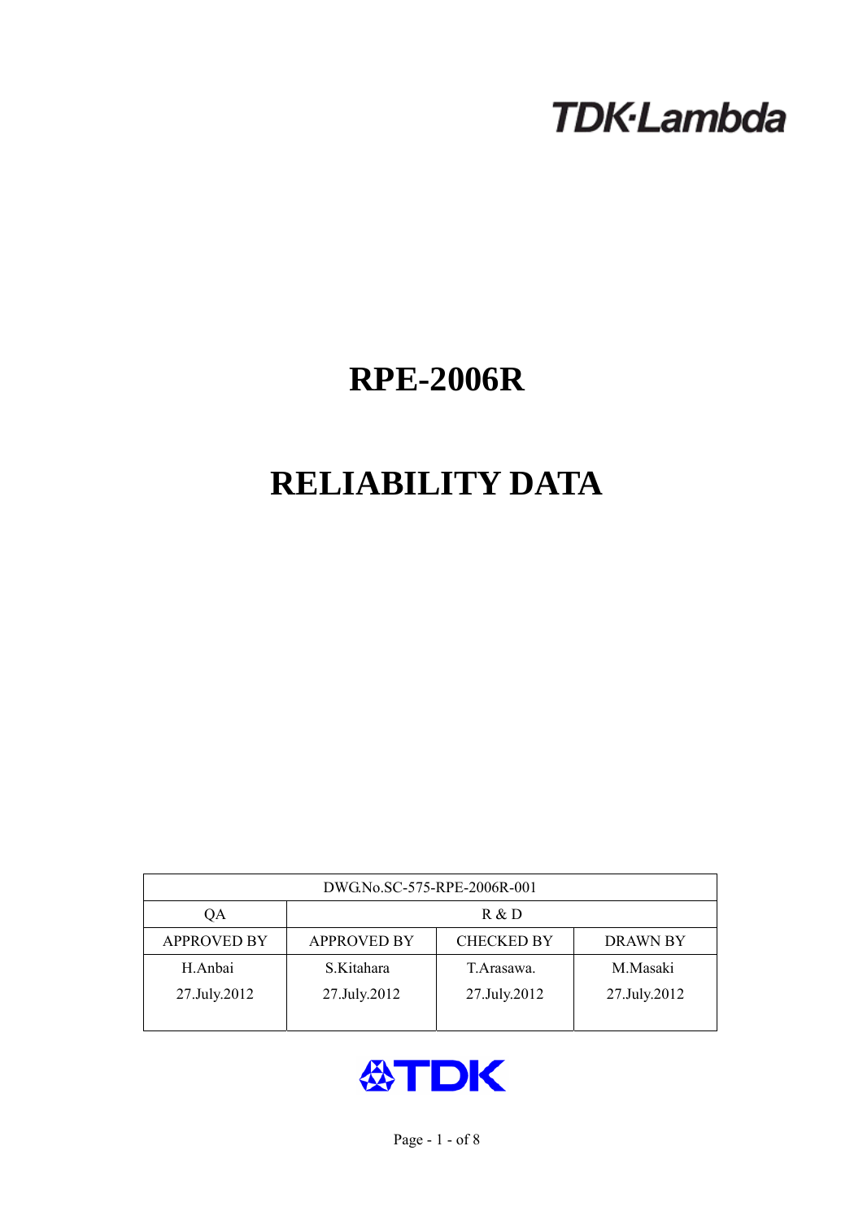TDK·Lambda

# RPE-2006R

# RELIABILITY DATA

| DWG.No.SC-575-RPE-2006R-001 | | | |
|---|---|---|---|
| QA | R & D | | |
| APPROVED BY | APPROVED BY | CHECKED BY | DRAWN BY |
| H.Anbai<br>27.July.2012 | S.Kitahara<br>27.July.2012 | T.Arasawa.<br>27.July.2012 | M.Masaki<br>27.July.2012 |

TDK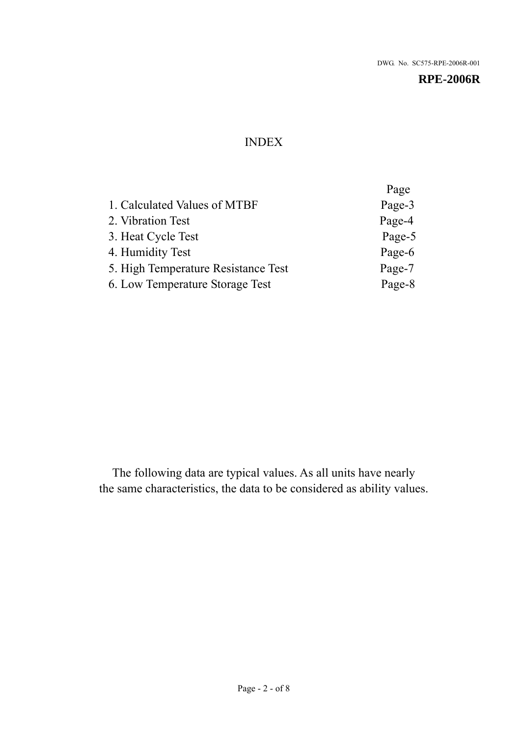DWG. No. SC575-RPE-2006R-001

**RPE-2006R**

# INDEX

| | Page |
|---|---|
| 1. Calculated Values of MTBF | Page-3 |
| 2. Vibration Test | Page-4 |
| 3. Heat Cycle Test | Page-5 |
| 4. Humidity Test | Page-6 |
| 5. High Temperature Resistance Test | Page-7 |
| 6. Low Temperature Storage Test | Page-8 |

The following data are typical values. As all units have nearly the same characteristics, the data to be considered as ability values.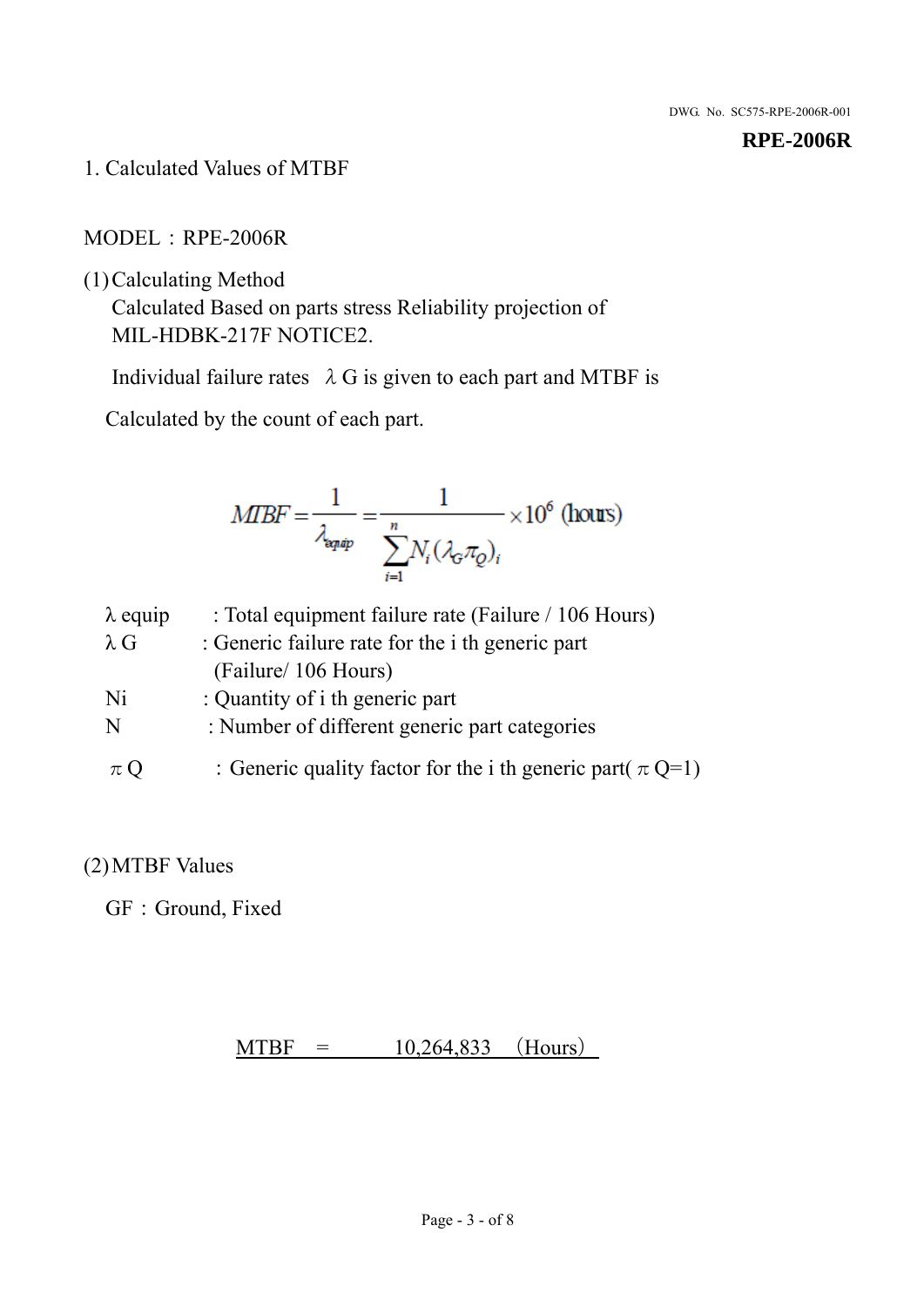DWG. No. SC575-RPE-2006R-001

**RPE-2006R**

## 1. Calculated Values of MTBF

MODEL：RPE-2006R

(1) Calculating Method

Calculated Based on parts stress Reliability projection of MIL-HDBK-217F NOTICE2.

Individual failure rates λG is given to each part and MTBF is

Calculated by the count of each part.

$$MTBF = \frac{1}{\lambda_{equip}} = \frac{1}{\sum_{i=1}^{n} N_i (\lambda_G \pi_Q)_i} \times 10^6 \text{ (hours)}$$

λ equip : Total equipment failure rate (Failure / 106 Hours)

λ G : Generic failure rate for the i th generic part (Failure/ 106 Hours)

Ni : Quantity of i th generic part

N : Number of different generic part categories

π Q ：Generic quality factor for the i th generic part( π Q=1)

(2) MTBF Values

GF：Ground, Fixed

MTBF = 10,264,833 （Hours）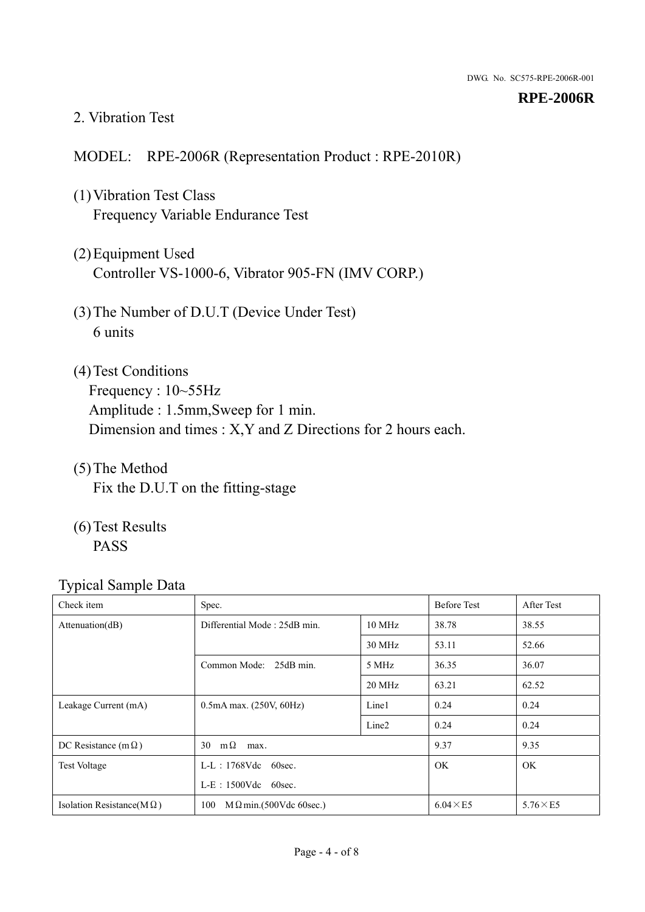## 2. Vibration Test

MODEL: RPE-2006R (Representation Product : RPE-2010R)

(1) Vibration Test Class
Frequency Variable Endurance Test

(2) Equipment Used
Controller VS-1000-6, Vibrator 905-FN (IMV CORP.)

(3) The Number of D.U.T (Device Under Test)
6 units

(4) Test Conditions
Frequency : 10~55Hz
Amplitude : 1.5mm,Sweep for 1 min.
Dimension and times : X,Y and Z Directions for 2 hours each.

(5) The Method
Fix the D.U.T on the fitting-stage

(6) Test Results
PASS

Typical Sample Data

| Check item | Spec. | | Before Test | After Test |
|---|---|---|---|---|
| Attenuation(dB) | Differential Mode : 25dB min. | 10 MHz | 38.78 | 38.55 |
| | | 30 MHz | 53.11 | 52.66 |
| | Common Mode: 25dB min. | 5 MHz | 36.35 | 36.07 |
| | | 20 MHz | 63.21 | 62.52 |
| Leakage Current (mA) | 0.5mA max. (250V, 60Hz) | Line1 | 0.24 | 0.24 |
| | | Line2 | 0.24 | 0.24 |
| DC Resistance (mΩ) | 30 mΩ max. | | 9.37 | 9.35 |
| Test Voltage | L-L : 1768Vdc 60sec.<br>L-E : 1500Vdc 60sec. | | OK | OK |
| Isolation Resistance(MΩ) | 100 MΩmin.(500Vdc 60sec.) | | 6.04×E5 | 5.76×E5 |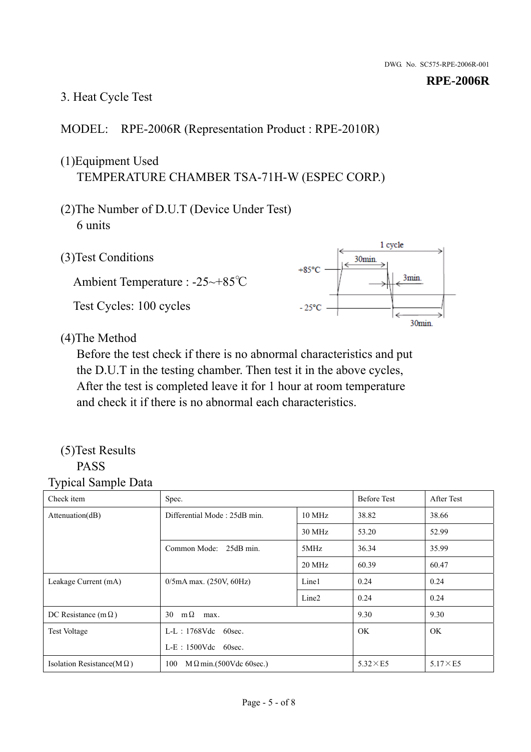# 3. Heat Cycle Test

MODEL: RPE-2006R (Representation Product : RPE-2010R)

(1)Equipment Used
TEMPERATURE CHAMBER TSA-71H-W (ESPEC CORP.)

(2)The Number of D.U.T (Device Under Test)
6 units

(3)Test Conditions

Ambient Temperature : -25~+85℃

Test Cycles: 100 cycles

1 cycle
30min.
+85°C
3min.
- 25°C
30min.

(4)The Method
Before the test check if there is no abnormal characteristics and put the D.U.T in the testing chamber. Then test it in the above cycles, After the test is completed leave it for 1 hour at room temperature and check it if there is no abnormal each characteristics.

(5)Test Results
PASS

Typical Sample Data

| Check item | Spec. | | Before Test | After Test |
|---|---|---|---|---|
| Attenuation(dB) | Differential Mode : 25dB min. | 10 MHz | 38.82 | 38.66 |
| | | 30 MHz | 53.20 | 52.99 |
| | Common Mode: 25dB min. | 5MHz | 36.34 | 35.99 |
| | | 20 MHz | 60.39 | 60.47 |
| Leakage Current (mA) | 0/5mA max. (250V, 60Hz) | Line1 | 0.24 | 0.24 |
| | | Line2 | 0.24 | 0.24 |
| DC Resistance (mΩ) | 30 mΩ max. | | 9.30 | 9.30 |
| Test Voltage | L-L : 1768Vdc 60sec.<br>L-E : 1500Vdc 60sec. | | OK | OK |
| Isolation Resistance(MΩ) | 100 MΩmin.(500Vdc 60sec.) | | 5.32×E5 | 5.17×E5 |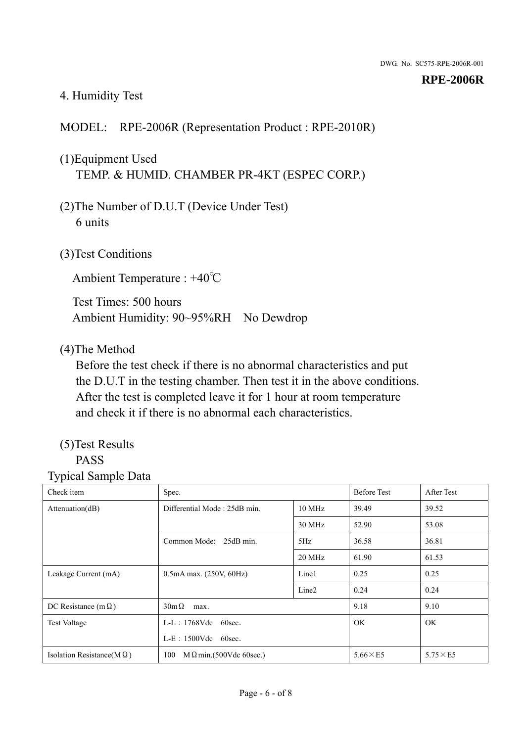## 4. Humidity Test

MODEL:　RPE-2006R (Representation Product : RPE-2010R)

(1)Equipment Used
　TEMP. & HUMID. CHAMBER PR-4KT (ESPEC CORP.)

(2)The Number of D.U.T (Device Under Test)
　6 units

(3)Test Conditions

Ambient Temperature : +40℃

Test Times: 500 hours
Ambient Humidity: 90~95%RH　No Dewdrop

(4)The Method
　Before the test check if there is no abnormal characteristics and put the D.U.T in the testing chamber. Then test it in the above conditions. After the test is completed leave it for 1 hour at room temperature and check it if there is no abnormal each characteristics.

(5)Test Results
　PASS

Typical Sample Data

| Check item | Spec. | | Before Test | After Test |
|---|---|---|---|---|
| Attenuation(dB) | Differential Mode : 25dB min. | 10 MHz | 39.49 | 39.52 |
| | | 30 MHz | 52.90 | 53.08 |
| | Common Mode:　25dB min. | 5Hz | 36.58 | 36.81 |
| | | 20 MHz | 61.90 | 61.53 |
| Leakage Current (mA) | 0.5mA max. (250V, 60Hz) | Line1 | 0.25 | 0.25 |
| | | Line2 | 0.24 | 0.24 |
| DC Resistance (mΩ) | 30mΩ　max. | | 9.18 | 9.10 |
| Test Voltage | L-L：1768Vdc　60sec.<br>L-E：1500Vdc　60sec. | | OK | OK |
| Isolation Resistance(MΩ) | 100　MΩmin.(500Vdc 60sec.) | | 5.66×E5 | 5.75×E5 |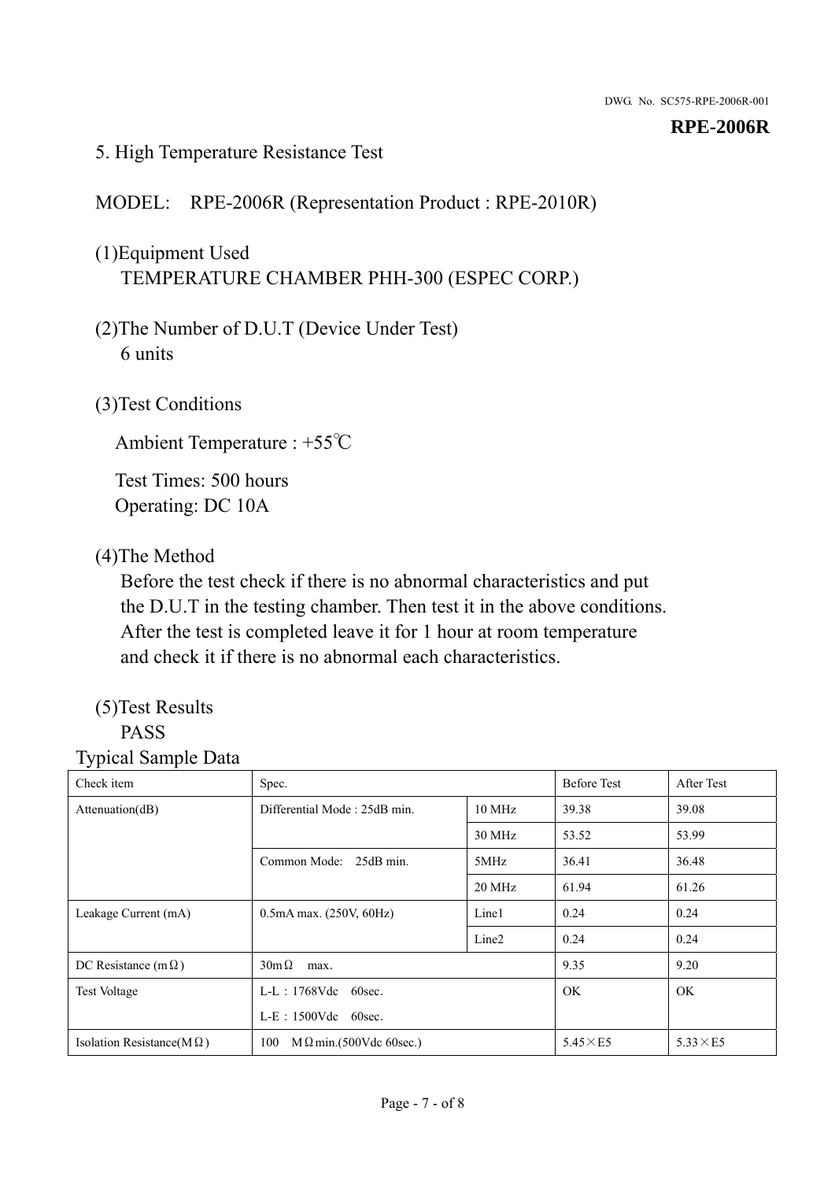## 5. High Temperature Resistance Test

MODEL: RPE-2006R (Representation Product : RPE-2010R)

(1)Equipment Used
TEMPERATURE CHAMBER PHH-300 (ESPEC CORP.)

(2)The Number of D.U.T (Device Under Test)
6 units

(3)Test Conditions

Ambient Temperature : +55℃

Test Times: 500 hours
Operating: DC 10A

(4)The Method
Before the test check if there is no abnormal characteristics and put the D.U.T in the testing chamber. Then test it in the above conditions. After the test is completed leave it for 1 hour at room temperature and check it if there is no abnormal each characteristics.

(5)Test Results
PASS

Typical Sample Data

| Check item | Spec. | | Before Test | After Test |
|---|---|---|---|---|
| Attenuation(dB) | Differential Mode : 25dB min. | 10 MHz | 39.38 | 39.08 |
| | | 30 MHz | 53.52 | 53.99 |
| | Common Mode: 25dB min. | 5MHz | 36.41 | 36.48 |
| | | 20 MHz | 61.94 | 61.26 |
| Leakage Current (mA) | 0.5mA max. (250V, 60Hz) | Line1 | 0.24 | 0.24 |
| | | Line2 | 0.24 | 0.24 |
| DC Resistance (mΩ) | 30mΩ max. | | 9.35 | 9.20 |
| Test Voltage | L-L：1768Vdc 60sec.<br>L-E：1500Vdc 60sec. | | OK | OK |
| Isolation Resistance(MΩ) | 100 MΩmin.(500Vdc 60sec.) | | 5.45×E5 | 5.33×E5 |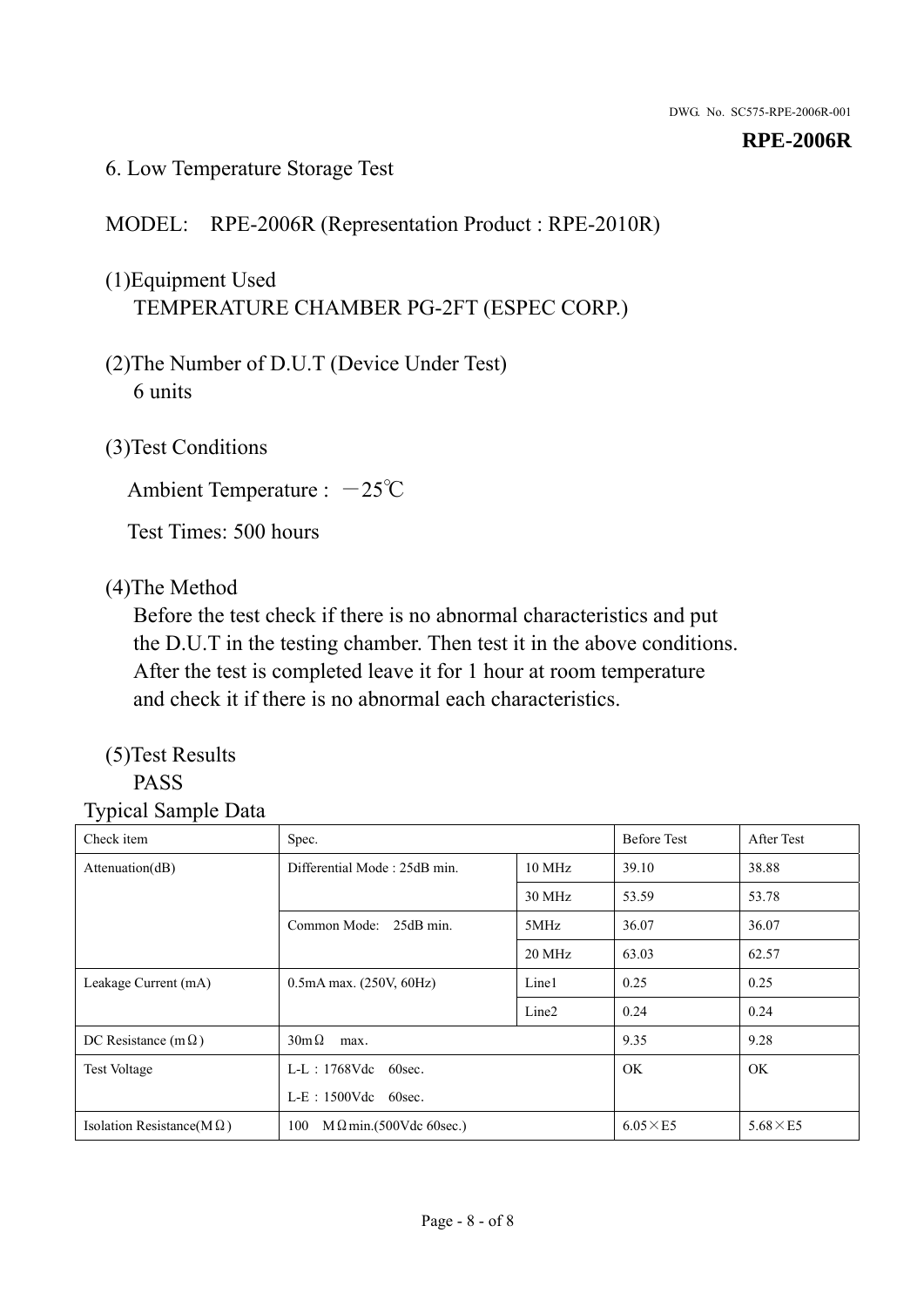DWG. No. SC575-RPE-2006R-001

**RPE-2006R**

## 6. Low Temperature Storage Test

MODEL: RPE-2006R (Representation Product : RPE-2010R)

(1)Equipment Used
TEMPERATURE CHAMBER PG-2FT (ESPEC CORP.)

(2)The Number of D.U.T (Device Under Test)
6 units

(3)Test Conditions

Ambient Temperature : −25℃

Test Times: 500 hours

(4)The Method
Before the test check if there is no abnormal characteristics and put the D.U.T in the testing chamber. Then test it in the above conditions. After the test is completed leave it for 1 hour at room temperature and check it if there is no abnormal each characteristics.

(5)Test Results
PASS

Typical Sample Data

| Check item | Spec. | | Before Test | After Test |
|---|---|---|---|---|
| Attenuation(dB) | Differential Mode : 25dB min. | 10 MHz | 39.10 | 38.88 |
| | | 30 MHz | 53.59 | 53.78 |
| | Common Mode: 25dB min. | 5MHz | 36.07 | 36.07 |
| | | 20 MHz | 63.03 | 62.57 |
| Leakage Current (mA) | 0.5mA max. (250V, 60Hz) | Line1 | 0.25 | 0.25 |
| | | Line2 | 0.24 | 0.24 |
| DC Resistance (mΩ) | 30mΩ max. | | 9.35 | 9.28 |
| Test Voltage | L-L : 1768Vdc 60sec. L-E : 1500Vdc 60sec. | | OK | OK |
| Isolation Resistance(MΩ) | 100 MΩmin.(500Vdc 60sec.) | | 6.05×E5 | 5.68×E5 |